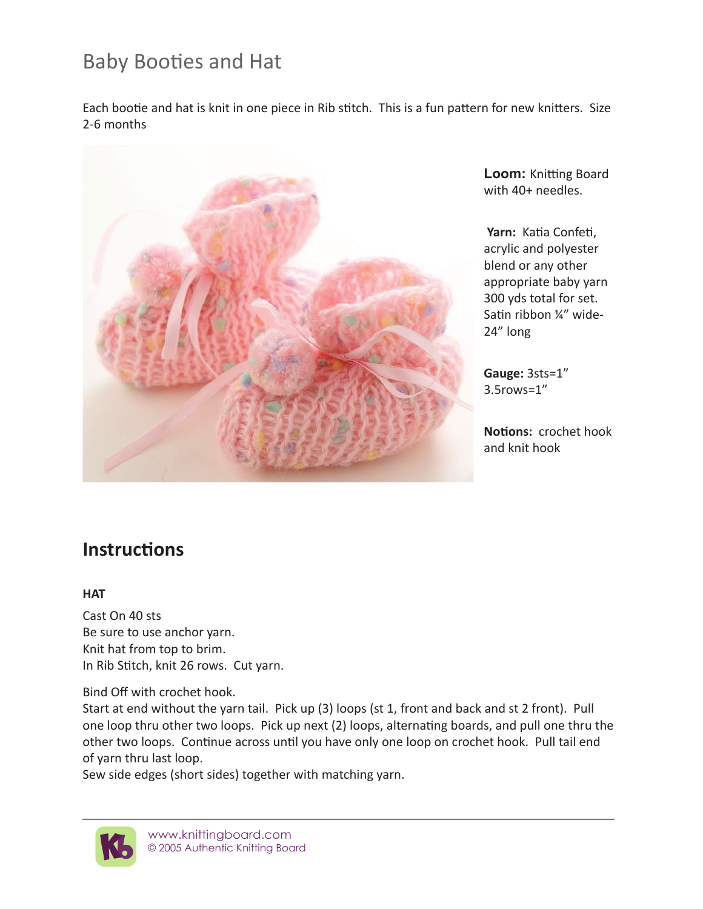# Baby Booties and Hat

Each bootie and hat is knit in one piece in Rib stitch. This is a fun pattern for new knitters. Size 2-6 months

**Loom:** Knitting Board with 40+ needles.

**Yarn:** Katia Confeti, acrylic and polyester blend or any other appropriate baby yarn 300 yds total for set. Satin ribbon ¼" wide- 24" long

**Gauge:** 3sts=1"
3.5rows=1"

**Notions:** crochet hook and knit hook

## Instructions

**HAT**

Cast On 40 sts
Be sure to use anchor yarn.
Knit hat from top to brim.
In Rib Stitch, knit 26 rows. Cut yarn.

Bind Off with crochet hook.
Start at end without the yarn tail. Pick up (3) loops (st 1, front and back and st 2 front). Pull one loop thru other two loops. Pick up next (2) loops, alternating boards, and pull one thru the other two loops. Continue across until you have only one loop on crochet hook. Pull tail end of yarn thru last loop.
Sew side edges (short sides) together with matching yarn.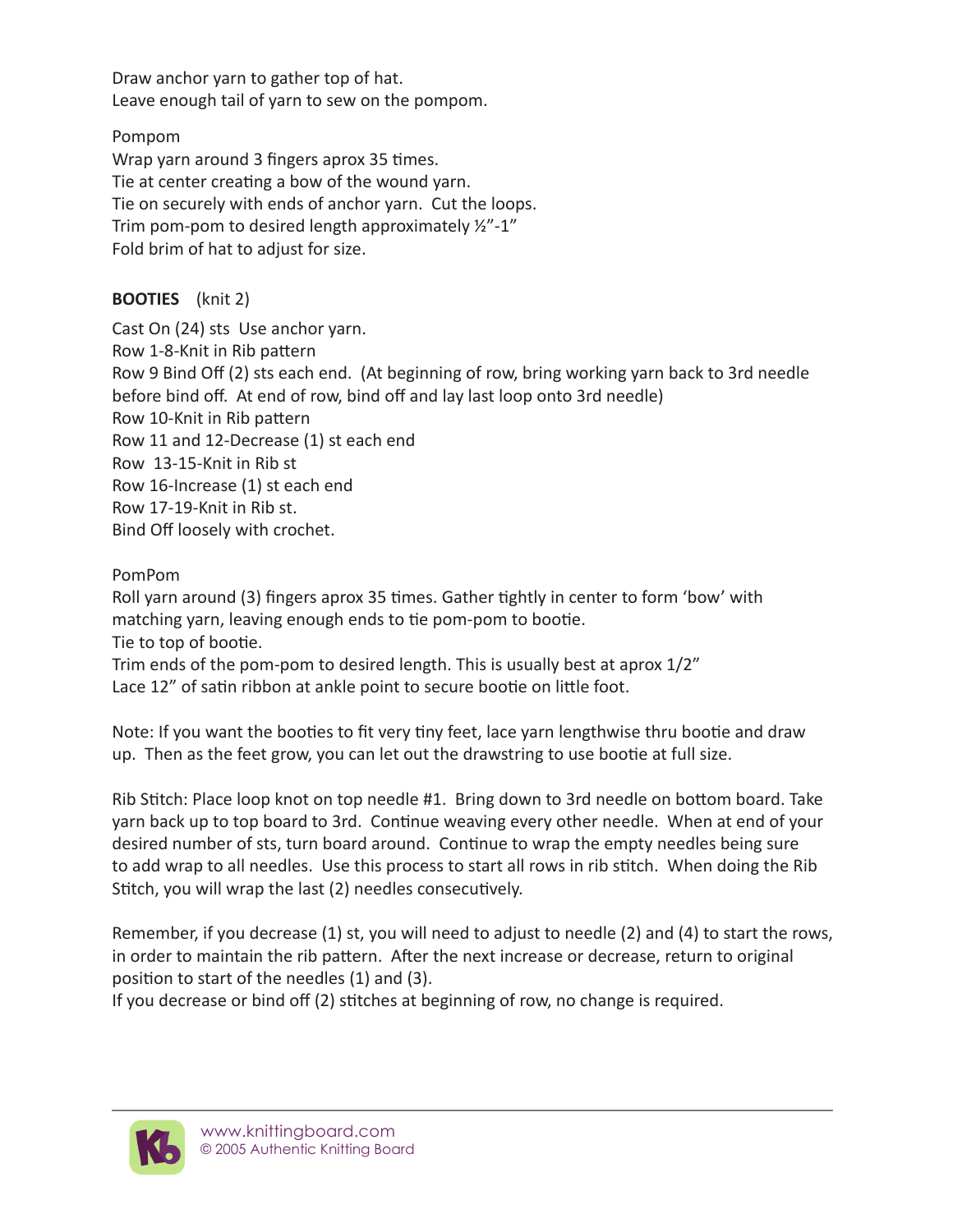Draw anchor yarn to gather top of hat.
Leave enough tail of yarn to sew on the pompom.

Pompom
Wrap yarn around 3 fingers aprox 35 times.
Tie at center creating a bow of the wound yarn.
Tie on securely with ends of anchor yarn. Cut the loops.
Trim pom-pom to desired length approximately ½"-1"
Fold brim of hat to adjust for size.

**BOOTIES** (knit 2)

Cast On (24) sts Use anchor yarn.
Row 1-8-Knit in Rib pattern
Row 9 Bind Off (2) sts each end. (At beginning of row, bring working yarn back to 3rd needle before bind off. At end of row, bind off and lay last loop onto 3rd needle)
Row 10-Knit in Rib pattern
Row 11 and 12-Decrease (1) st each end
Row 13-15-Knit in Rib st
Row 16-Increase (1) st each end
Row 17-19-Knit in Rib st.
Bind Off loosely with crochet.

PomPom
Roll yarn around (3) fingers aprox 35 times. Gather tightly in center to form 'bow' with matching yarn, leaving enough ends to tie pom-pom to bootie.
Tie to top of bootie.
Trim ends of the pom-pom to desired length. This is usually best at aprox 1/2"
Lace 12" of satin ribbon at ankle point to secure bootie on little foot.

Note: If you want the booties to fit very tiny feet, lace yarn lengthwise thru bootie and draw up. Then as the feet grow, you can let out the drawstring to use bootie at full size.

Rib Stitch: Place loop knot on top needle #1. Bring down to 3rd needle on bottom board. Take yarn back up to top board to 3rd. Continue weaving every other needle. When at end of your desired number of sts, turn board around. Continue to wrap the empty needles being sure to add wrap to all needles. Use this process to start all rows in rib stitch. When doing the Rib Stitch, you will wrap the last (2) needles consecutively.

Remember, if you decrease (1) st, you will need to adjust to needle (2) and (4) to start the rows, in order to maintain the rib pattern. After the next increase or decrease, return to original position to start of the needles (1) and (3).
If you decrease or bind off (2) stitches at beginning of row, no change is required.

www.knittingboard.com
© 2005 Authentic Knitting Board